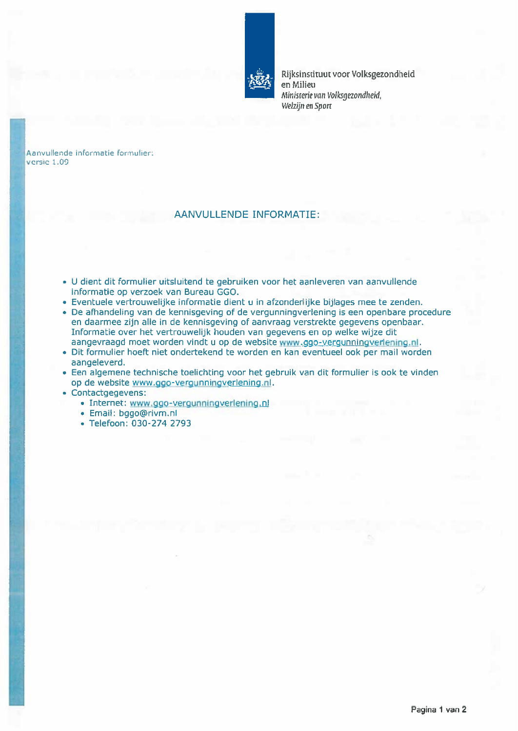Rijksinstituut voor Volksgezondheid en Milieu
*Ministerie van Volksgezondheid, Welzijn en Sport*

Aanvullende informatie formulier:
versie 1.09

## AANVULLENDE INFORMATIE:

- U dient dit formulier uitsluitend te gebruiken voor het aanleveren van aanvullende informatie op verzoek van Bureau GGO.
- Eventuele vertrouwelijke informatie dient u in afzonderlijke bijlages mee te zenden.
- De afhandeling van de kennisgeving of de vergunningverlening is een openbare procedure en daarmee zijn alle in de kennisgeving of aanvraag verstrekte gegevens openbaar. Informatie over het vertrouwelijk houden van gegevens en op welke wijze dit aangevraagd moet worden vindt u op de website www.ggo-vergunningverlening.nl.
- Dit formulier hoeft niet ondertekend te worden en kan eventueel ook per mail worden aangeleverd.
- Een algemene technische toelichting voor het gebruik van dit formulier is ook te vinden op de website www.ggo-vergunningverlening.nl.
- Contactgegevens:
  - Internet: www.ggo-vergunningverlening.nl
  - Email: bggo@rivm.nl
  - Telefoon: 030-274 2793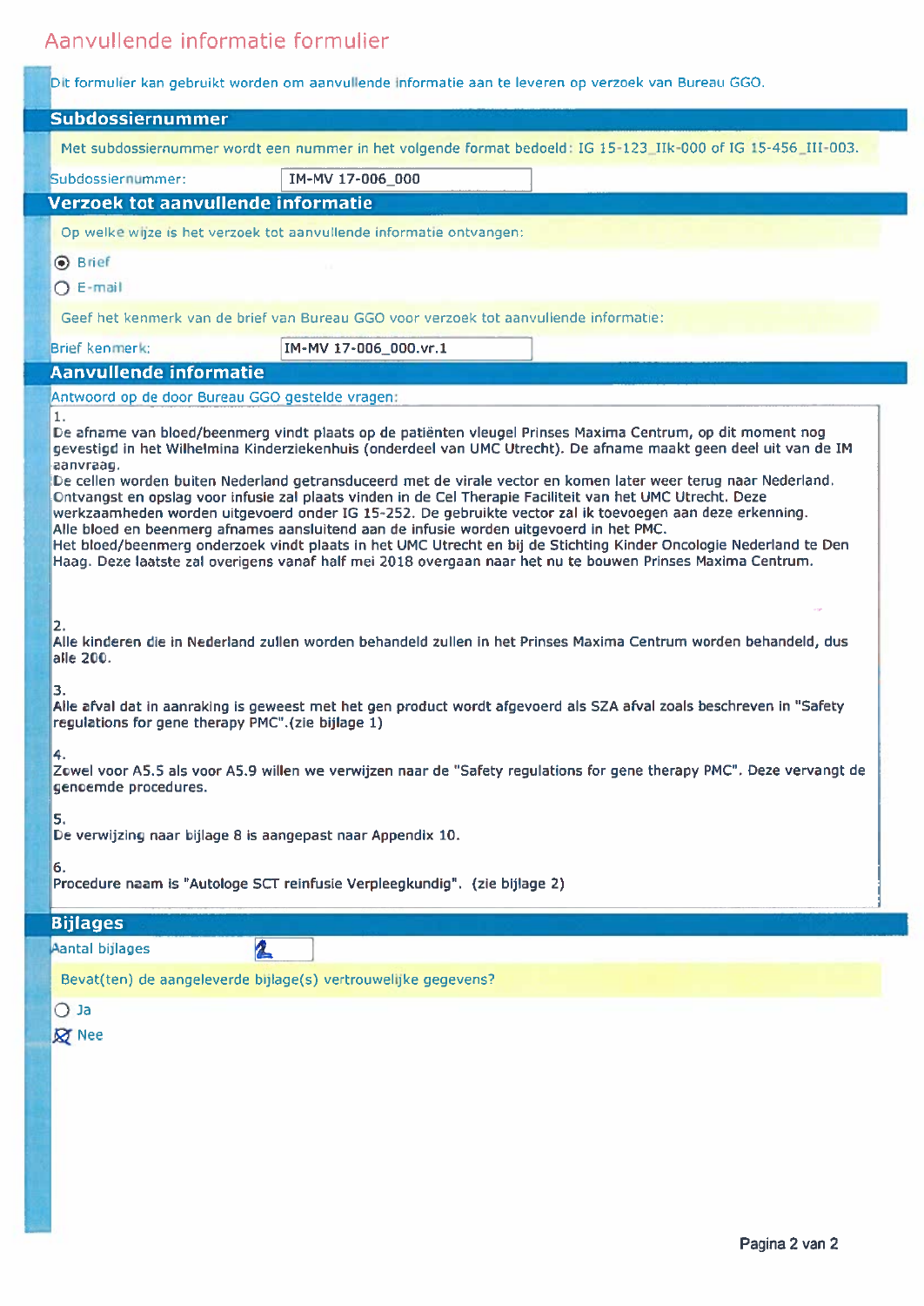# Aanvullende informatie formulier

Dit formulier kan gebruikt worden om aanvullende informatie aan te leveren op verzoek van Bureau GGO.

## Subdossiernummer

Met subdossiernummer wordt een nummer in het volgende format bedoeld: IG 15-123_IIk-000 of IG 15-456_III-003.

Subdossiernummer: IM-MV 17-006_000

## Verzoek tot aanvullende informatie

Op welke wijze is het verzoek tot aanvullende informatie ontvangen:

- (•) Brief
- ( ) E-mail

Geef het kenmerk van de brief van Bureau GGO voor verzoek tot aanvullende informatie:

Brief kenmerk: IM-MV 17-006_000.vr.1

## Aanvullende informatie

Antwoord op de door Bureau GGO gestelde vragen:

1.
De afname van bloed/beenmerg vindt plaats op de patiënten vleugel Prinses Maxima Centrum, op dit moment nog gevestigd in het Wilhelmina Kinderziekenhuis (onderdeel van UMC Utrecht). De afname maakt geen deel uit van de IM aanvraag.
De cellen worden buiten Nederland getransduceerd met de virale vector en komen later weer terug naar Nederland. Ontvangst en opslag voor infusie zal plaats vinden in de Cel Therapie Faciliteit van het UMC Utrecht. Deze werkzaamheden worden uitgevoerd onder IG 15-252. De gebruikte vector zal ik toevoegen aan deze erkenning.
Alle bloed en beenmerg afnames aansluitend aan de infusie worden uitgevoerd in het PMC.
Het bloed/beenmerg onderzoek vindt plaats in het UMC Utrecht en bij de Stichting Kinder Oncologie Nederland te Den Haag. Deze laatste zal overigens vanaf half mei 2018 overgaan naar het nu te bouwen Prinses Maxima Centrum.

2.
Alle kinderen die in Nederland zullen worden behandeld zullen in het Prinses Maxima Centrum worden behandeld, dus alle 200.

3.
Alle afval dat in aanraking is geweest met het gen product wordt afgevoerd als SZA afval zoals beschreven in "Safety regulations for gene therapy PMC".(zie bijlage 1)

4.
Zowel voor A5.5 als voor A5.9 willen we verwijzen naar de "Safety regulations for gene therapy PMC". Deze vervangt de genoemde procedures.

5.
De verwijzing naar bijlage 8 is aangepast naar Appendix 10.

6.
Procedure naam is "Autologe SCT reinfusie Verpleegkundig". (zie bijlage 2)

## Bijlages

Aantal bijlages: 2

Bevat(ten) de aangeleverde bijlage(s) vertrouwelijke gegevens?

- ( ) Ja
- (X) Nee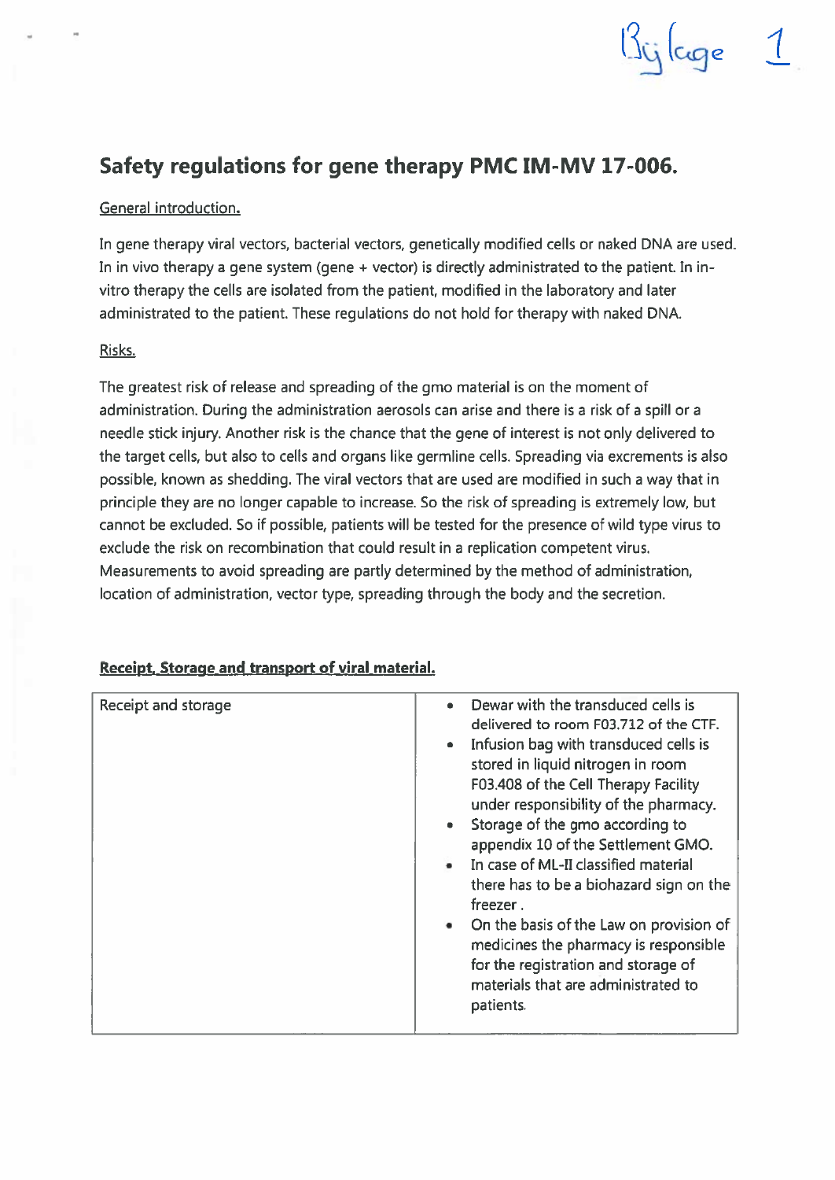Bijlage 1

# Safety regulations for gene therapy PMC IM-MV 17-006.

General introduction.

In gene therapy viral vectors, bacterial vectors, genetically modified cells or naked DNA are used. In in vivo therapy a gene system (gene + vector) is directly administrated to the patient. In in-vitro therapy the cells are isolated from the patient, modified in the laboratory and later administrated to the patient. These regulations do not hold for therapy with naked DNA.

Risks.

The greatest risk of release and spreading of the gmo material is on the moment of administration. During the administration aerosols can arise and there is a risk of a spill or a needle stick injury. Another risk is the chance that the gene of interest is not only delivered to the target cells, but also to cells and organs like germline cells. Spreading via excrements is also possible, known as shedding. The viral vectors that are used are modified in such a way that in principle they are no longer capable to increase. So the risk of spreading is extremely low, but cannot be excluded. So if possible, patients will be tested for the presence of wild type virus to exclude the risk on recombination that could result in a replication competent virus. Measurements to avoid spreading are partly determined by the method of administration, location of administration, vector type, spreading through the body and the secretion.

**Receipt, Storage and transport of viral material.**

| Receipt and storage | • Dewar with the transduced cells is delivered to room F03.712 of the CTF.<br>• Infusion bag with transduced cells is stored in liquid nitrogen in room F03.408 of the Cell Therapy Facility under responsibility of the pharmacy.<br>• Storage of the gmo according to appendix 10 of the Settlement GMO.<br>• In case of ML-II classified material there has to be a biohazard sign on the freezer .<br>• On the basis of the Law on provision of medicines the pharmacy is responsible for the registration and storage of materials that are administrated to patients. |
|---|---|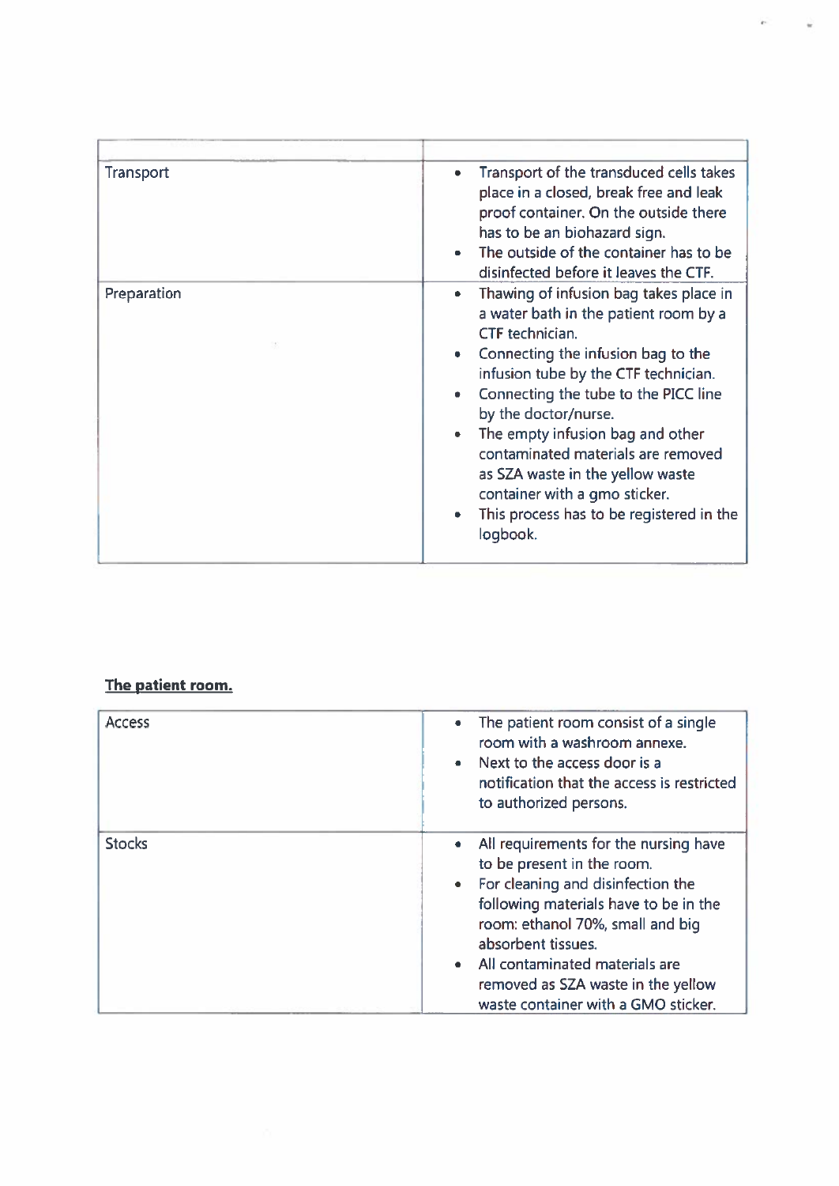| | |
|---|---|
| Transport | • Transport of the transduced cells takes place in a closed, break free and leak proof container. On the outside there has to be an biohazard sign.<br>• The outside of the container has to be disinfected before it leaves the CTF. |
| Preparation | • Thawing of infusion bag takes place in a water bath in the patient room by a CTF technician.<br>• Connecting the infusion bag to the infusion tube by the CTF technician.<br>• Connecting the tube to the PICC line by the doctor/nurse.<br>• The empty infusion bag and other contaminated materials are removed as SZA waste in the yellow waste container with a gmo sticker.<br>• This process has to be registered in the logbook. |

**The patient room.**

| | |
|---|---|
| Access | • The patient room consist of a single room with a washroom annexe.<br>• Next to the access door is a notification that the access is restricted to authorized persons. |
| Stocks | • All requirements for the nursing have to be present in the room.<br>• For cleaning and disinfection the following materials have to be in the room: ethanol 70%, small and big absorbent tissues.<br>• All contaminated materials are removed as SZA waste in the yellow waste container with a GMO sticker. |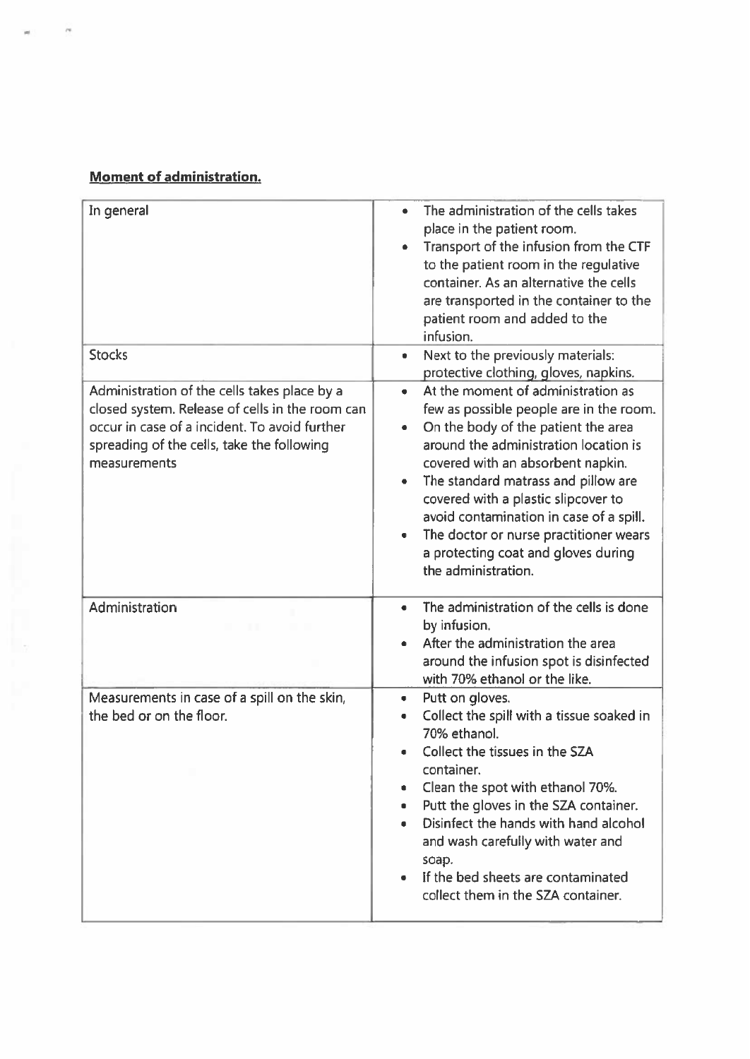**Moment of administration.**

| | |
|---|---|
| In general | • The administration of the cells takes place in the patient room.<br>• Transport of the infusion from the CTF to the patient room in the regulative container. As an alternative the cells are transported in the container to the patient room and added to the infusion. |
| Stocks | • Next to the previously materials: protective clothing, gloves, napkins. |
| Administration of the cells takes place by a closed system. Release of cells in the room can occur in case of a incident. To avoid further spreading of the cells, take the following measurements | • At the moment of administration as few as possible people are in the room.<br>• On the body of the patient the area around the administration location is covered with an absorbent napkin.<br>• The standard matrass and pillow are covered with a plastic slipcover to avoid contamination in case of a spill.<br>• The doctor or nurse practitioner wears a protecting coat and gloves during the administration. |
| Administration | • The administration of the cells is done by infusion.<br>• After the administration the area around the infusion spot is disinfected with 70% ethanol or the like. |
| Measurements in case of a spill on the skin, the bed or on the floor. | • Putt on gloves.<br>• Collect the spill with a tissue soaked in 70% ethanol.<br>• Collect the tissues in the SZA container.<br>• Clean the spot with ethanol 70%.<br>• Putt the gloves in the SZA container.<br>• Disinfect the hands with hand alcohol and wash carefully with water and soap.<br>• If the bed sheets are contaminated collect them in the SZA container. |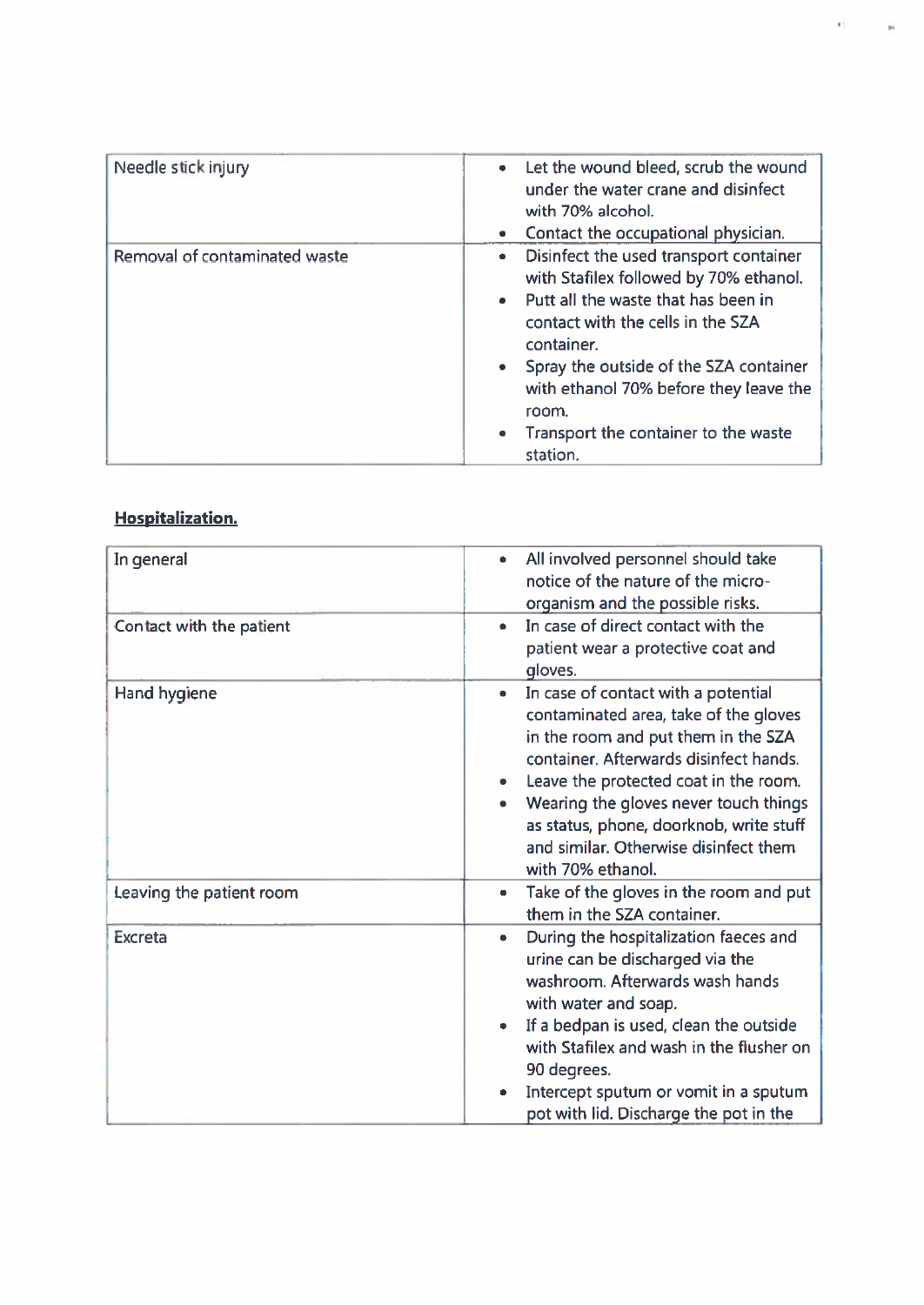| | |
|---|---|
| Needle stick injury | • Let the wound bleed, scrub the wound under the water crane and disinfect with 70% alcohol.<br>• Contact the occupational physician. |
| Removal of contaminated waste | • Disinfect the used transport container with Stafilex followed by 70% ethanol.<br>• Putt all the waste that has been in contact with the cells in the SZA container.<br>• Spray the outside of the SZA container with ethanol 70% before they leave the room.<br>• Transport the container to the waste station. |

**Hospitalization.**

| | |
|---|---|
| In general | • All involved personnel should take notice of the nature of the micro-organism and the possible risks. |
| Contact with the patient | • In case of direct contact with the patient wear a protective coat and gloves. |
| Hand hygiene | • In case of contact with a potential contaminated area, take of the gloves in the room and put them in the SZA container. Afterwards disinfect hands.<br>• Leave the protected coat in the room.<br>• Wearing the gloves never touch things as status, phone, doorknob, write stuff and similar. Otherwise disinfect them with 70% ethanol. |
| Leaving the patient room | • Take of the gloves in the room and put them in the SZA container. |
| Excreta | • During the hospitalization faeces and urine can be discharged via the washroom. Afterwards wash hands with water and soap.<br>• If a bedpan is used, clean the outside with Stafilex and wash in the flusher on 90 degrees.<br>• Intercept sputum or vomit in a sputum pot with lid. Discharge the pot in the |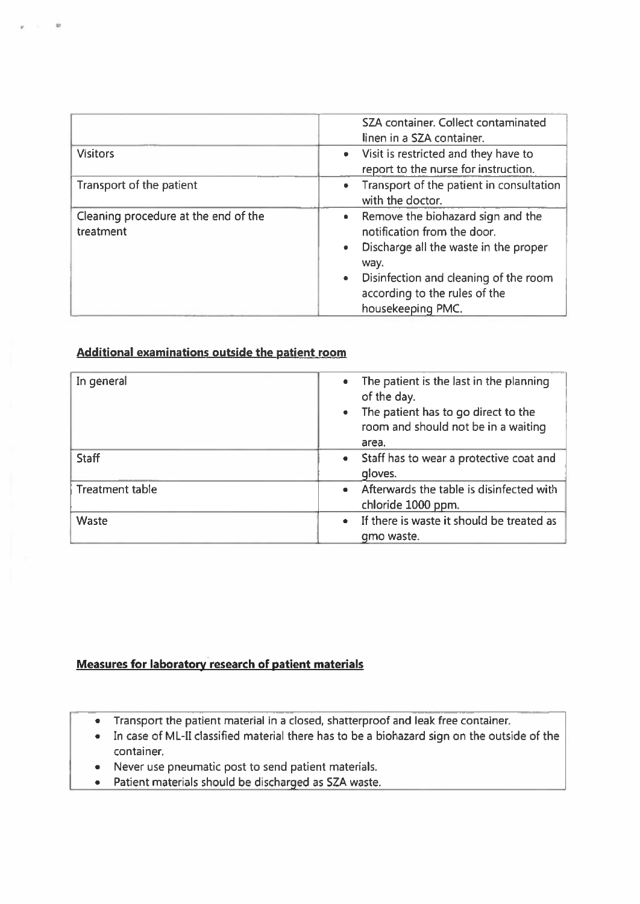|  |  |
| --- | --- |
|  | SZA container. Collect contaminated linen in a SZA container. |
| Visitors | • Visit is restricted and they have to report to the nurse for instruction. |
| Transport of the patient | • Transport of the patient in consultation with the doctor. |
| Cleaning procedure at the end of the treatment | • Remove the biohazard sign and the notification from the door.<br>• Discharge all the waste in the proper way.<br>• Disinfection and cleaning of the room according to the rules of the housekeeping PMC. |

**Additional examinations outside the patient room**

|  |  |
| --- | --- |
| In general | • The patient is the last in the planning of the day.<br>• The patient has to go direct to the room and should not be in a waiting area. |
| Staff | • Staff has to wear a protective coat and gloves. |
| Treatment table | • Afterwards the table is disinfected with chloride 1000 ppm. |
| Waste | • If there is waste it should be treated as gmo waste. |

**Measures for laboratory research of patient materials**

- Transport the patient material in a closed, shatterproof and leak free container.
- In case of ML-II classified material there has to be a biohazard sign on the outside of the container.
- Never use pneumatic post to send patient materials.
- Patient materials should be discharged as SZA waste.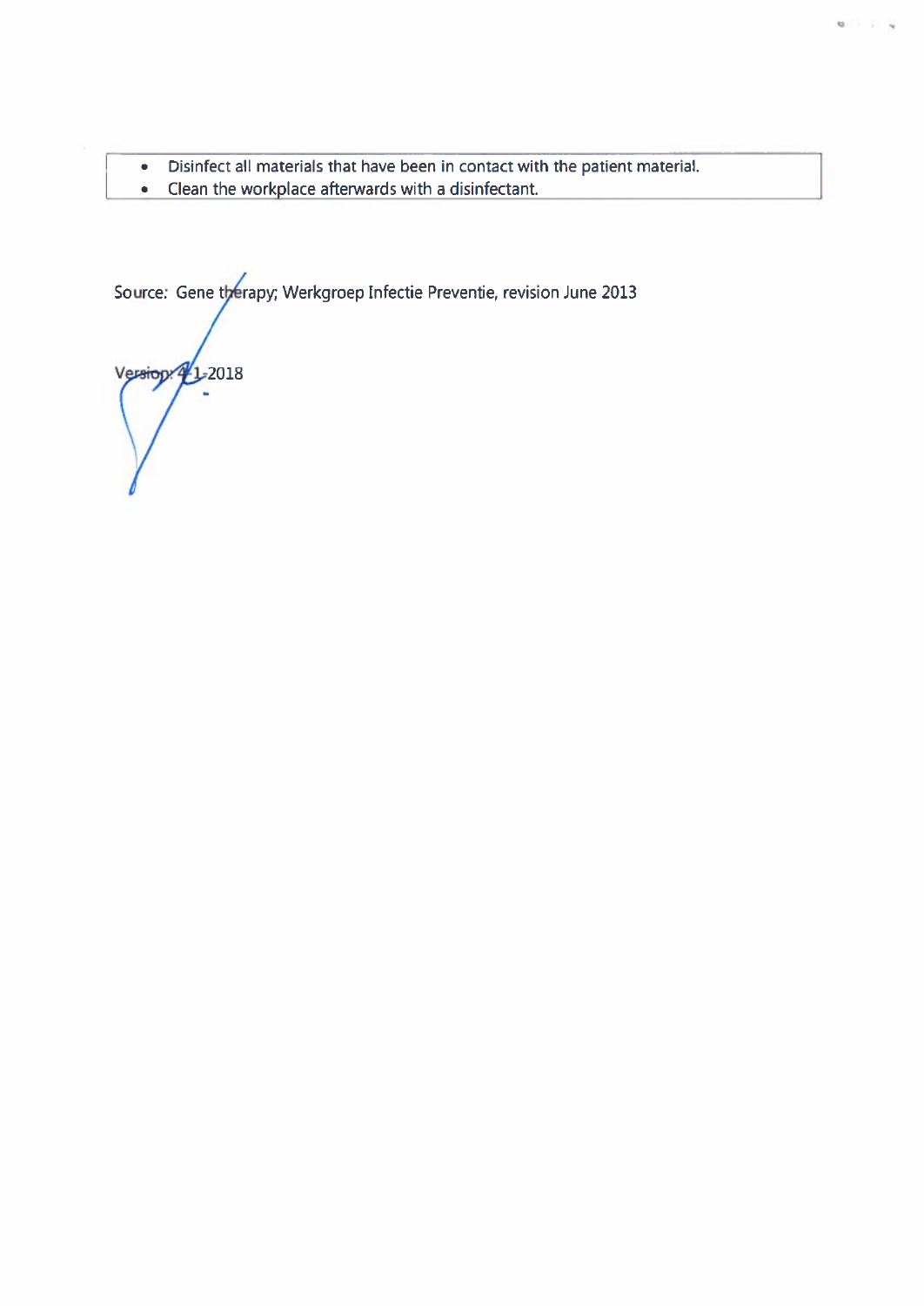- Disinfect all materials that have been in contact with the patient material.
- Clean the workplace afterwards with a disinfectant.

Source: Gene therapy; Werkgroep Infectie Preventie, revision June 2013

Version: 4-1-2018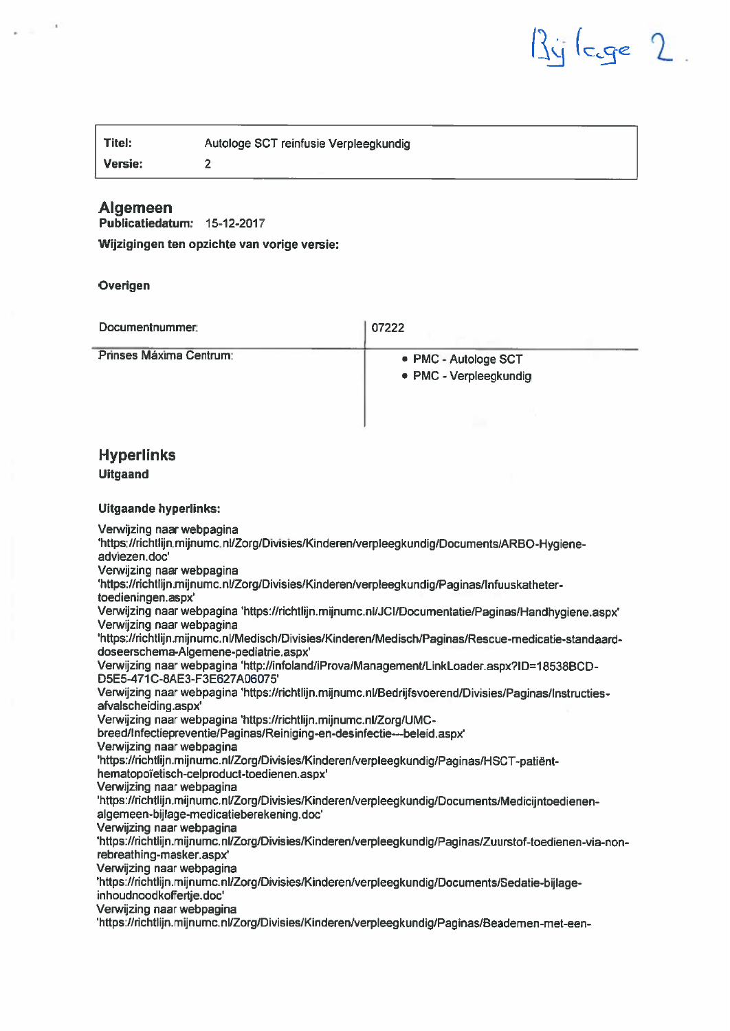Bijlage 2.

| **Titel:** | Autologe SCT reinfusie Verpleegkundig |
| --- | --- |
| **Versie:** | 2 |

## Algemeen

**Publicatiedatum:** 15-12-2017

**Wijzigingen ten opzichte van vorige versie:**

**Overigen**

| Documentnummer: | 07222 |
| --- | --- |
| Prinses Máxima Centrum: | • PMC - Autologe SCT<br>• PMC - Verpleegkundig |

## Hyperlinks

**Uitgaand**

**Uitgaande hyperlinks:**

Verwijzing naar webpagina 'https://richtlijn.mijnumc.nl/Zorg/Divisies/Kinderen/verpleegkundig/Documents/ARBO-Hygiene-adviezen.doc'
Verwijzing naar webpagina 'https://richtlijn.mijnumc.nl/Zorg/Divisies/Kinderen/verpleegkundig/Paginas/Infuuskatheter-toedieningen.aspx'
Verwijzing naar webpagina 'https://richtlijn.mijnumc.nl/JCI/Documentatie/Paginas/Handhygiene.aspx'
Verwijzing naar webpagina 'https://richtlijn.mijnumc.nl/Medisch/Divisies/Kinderen/Medisch/Paginas/Rescue-medicatie-standaard-doseerschema-Algemene-pediatrie.aspx'
Verwijzing naar webpagina 'http://infoland/iProva/Management/LinkLoader.aspx?ID=18538BCD-D5E5-471C-8AE3-F3E627A06075'
Verwijzing naar webpagina 'https://richtlijn.mijnumc.nl/Bedrijfsvoerend/Divisies/Paginas/Instructies-afvalscheiding.aspx'
Verwijzing naar webpagina 'https://richtlijn.mijnumc.nl/Zorg/UMC-breed/Infectiepreventie/Paginas/Reiniging-en-desinfectie---beleid.aspx'
Verwijzing naar webpagina 'https://richtlijn.mijnumc.nl/Zorg/Divisies/Kinderen/verpleegkundig/Paginas/HSCT-patiënt-hematopoïetisch-celproduct-toedienen.aspx'
Verwijzing naar webpagina 'https://richtlijn.mijnumc.nl/Zorg/Divisies/Kinderen/verpleegkundig/Documents/Medicijntoedienen-algemeen-bijlage-medicatieberekening.doc'
Verwijzing naar webpagina 'https://richtlijn.mijnumc.nl/Zorg/Divisies/Kinderen/verpleegkundig/Paginas/Zuurstof-toedienen-via-non-rebreathing-masker.aspx'
Verwijzing naar webpagina 'https://richtlijn.mijnumc.nl/Zorg/Divisies/Kinderen/verpleegkundig/Documents/Sedatie-bijlage-inhoudnoodkoffertje.doc'
Verwijzing naar webpagina 'https://richtlijn.mijnumc.nl/Zorg/Divisies/Kinderen/verpleegkundig/Paginas/Beademen-met-een-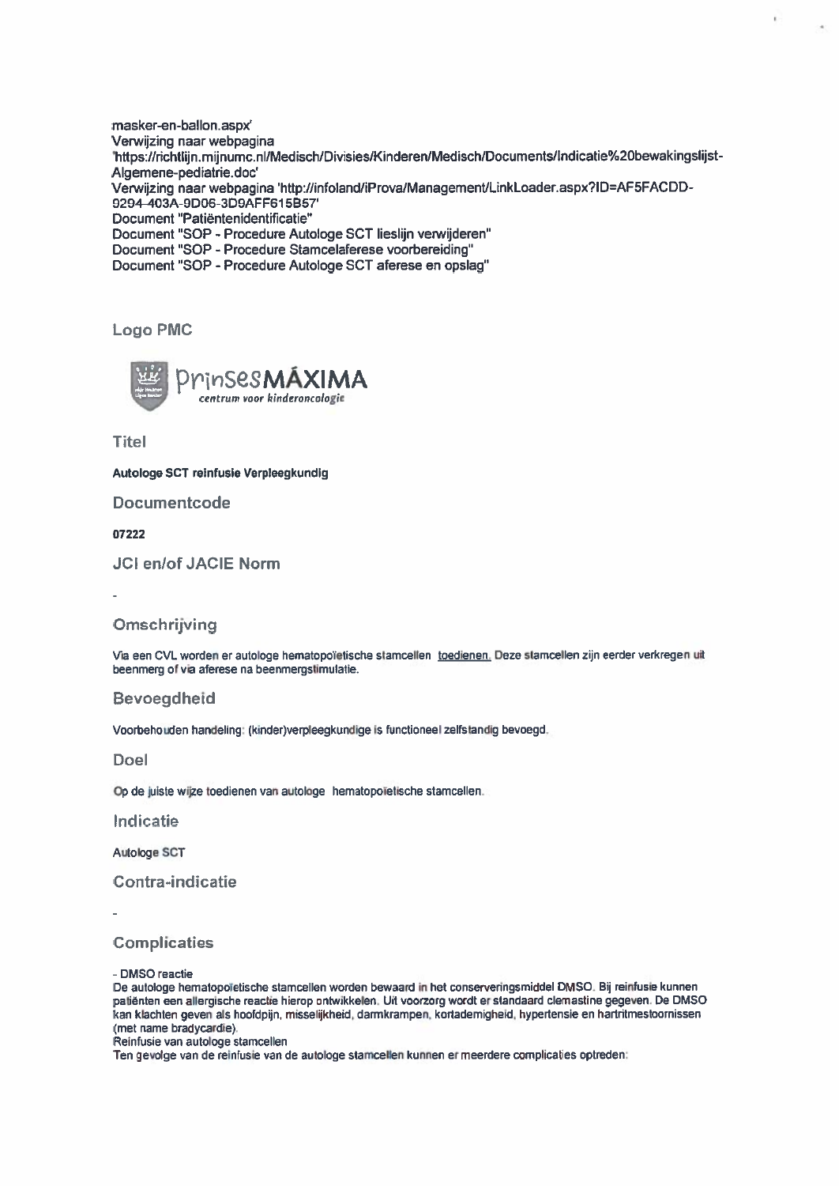masker-en-ballon.aspx'
Verwijzing naar webpagina 'https://richtlijn.mijnumc.nl/Medisch/Divisies/Kinderen/Medisch/Documents/Indicatie%20bewakingslijst-Algemene-pediatrie.doc'
Verwijzing naar webpagina 'http://infoland/iProva/Management/LinkLoader.aspx?ID=AF5FACDD-9294-403A-9D06-3D9AFF615B57'
Document "Patiëntenidentificatie"
Document "SOP - Procedure Autologe SCT lieslijn verwijderen"
Document "SOP - Procedure Stamcelaferese voorbereiding"
Document "SOP - Procedure Autologe SCT aferese en opslag"

## Logo PMC

PrinsesMÁXIMA centrum voor kinderoncologie

## Titel

**Autologe SCT reinfusie Verpleegkundig**

## Documentcode

**07222**

## JCI en/of JACIE Norm

-

## Omschrijving

Via een CVL worden er autologe hematopoïetische stamcellen toedienen. Deze stamcellen zijn eerder verkregen uit beenmerg of via aferese na beenmergstimulatie.

## Bevoegdheid

Voorbehouden handeling: (kinder)verpleegkundige is functioneel zelfstandig bevoegd.

## Doel

Op de juiste wijze toedienen van autologe hematopoïetische stamcellen.

## Indicatie

Autologe SCT

## Contra-indicatie

-

## Complicaties

- DMSO reactie

De autologe hematopoïetische stamcellen worden bewaard in het conserveringsmiddel DMSO. Bij reinfusie kunnen patiënten een allergische reactie hierop ontwikkelen. Uit voorzorg wordt er standaard clemastine gegeven. De DMSO kan klachten geven als hoofdpijn, misselijkheid, darmkrampen, kortademigheid, hypertensie en hartritmestoornissen (met name bradycardie).

Reinfusie van autologe stamcellen

Ten gevolge van de reinfusie van de autologe stamcellen kunnen er meerdere complicaties optreden: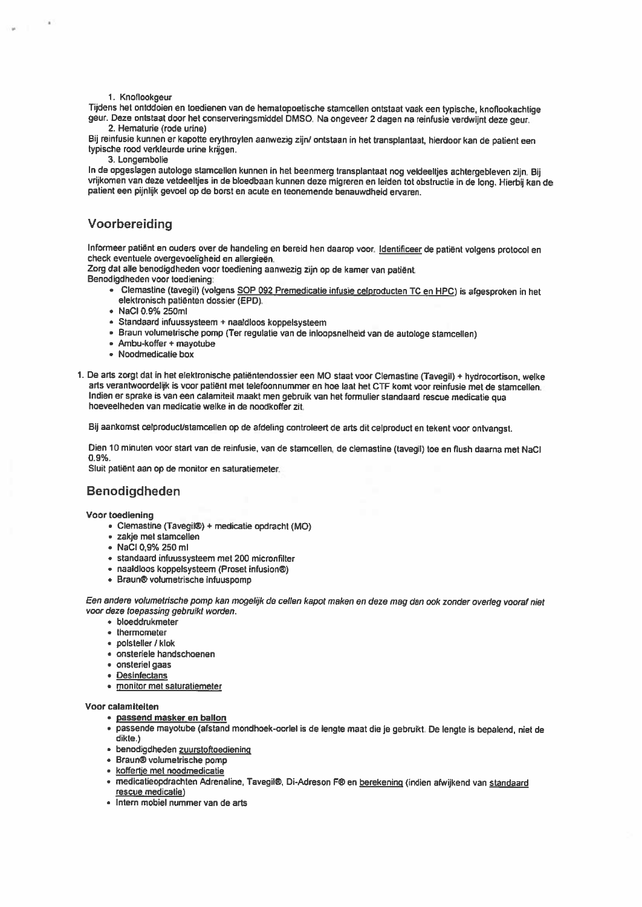1. Knoflookgeur

Tijdens het ontdooien en toedienen van de hematopoetische stamcellen ontstaat vaak een typische, knoflookachtige geur. Deze ontstaat door het conserveringsmiddel DMSO. Na ongeveer 2 dagen na reinfusie verdwijnt deze geur.

2. Hematurie (rode urine)

Bij reinfusie kunnen er kapotte erythroyten aanwezig zijn/ ontstaan in het transplantaat, hierdoor kan de patient een typische rood verkleurde urine krijgen.

3. Longembolie

In de opgeslagen autologe stamcellen kunnen in het beenmerg transplantaat nog vetdeeltjes achtergebleven zijn. Bij vrijkomen van deze vetdeeltjes in de bloedbaan kunnen deze migreren en leiden tot obstructie in de long. Hierbij kan de patient een pijnlijk gevoel op de borst en acute en teonemende benauwdheid ervaren.

## Voorbereiding

Informeer patiënt en ouders over de handeling en bereid hen daarop voor. Identificeer de patiënt volgens protocol en check eventuele overgevoeligheid en allergieën.

Zorg dat alle benodigdheden voor toediening aanwezig zijn op de kamer van patiënt.

Benodigdheden voor toediening:

- Clemastine (tavegil) (volgens SOP 092 Premedicatie infusie celproducten TC en HPC) is afgesproken in het elektronisch patiënten dossier (EPD).
- NaCl 0.9% 250ml
- Standaard infuussysteem + naaldloos koppelsysteem
- Braun volumetrische pomp (Ter regulatie van de inloopsnelheid van de autologe stamcellen)
- Ambu-koffer + mayotube
- Noodmedicatie box

1. De arts zorgt dat in het elektronische patiëntendossier een MO staat voor Clemastine (Tavegil) + hydrocortison, welke arts verantwoordelijk is voor patiënt met telefoonnummer en hoe laat het CTF komt voor reinfusie met de stamcellen. Indien er sprake is van een calamiteit maakt men gebruik van het formulier standaard rescue medicatie qua hoeveelheden van medicatie welke in de noodkoffer zit.

Bij aankomst celproduct/stamcellen op de afdeling controleert de arts dit celproduct en tekent voor ontvangst.

Dien 10 minuten voor start van de reinfusie, van de stamcellen, de clemastine (tavegil) toe en flush daarna met NaCl 0.9%.

Sluit patiënt aan op de monitor en saturatiemeter.

## Benodigdheden

**Voor toediening**

- Clemastine (Tavegil®) + medicatie opdracht (MO)
- zakje met stamcellen
- NaCl 0,9% 250 ml
- standaard infuussysteem met 200 micronfilter
- naaldloos koppelsysteem (Proset infusion®)
- Braun® volumetrische infuuspomp

*Een andere volumetrische pomp kan mogelijk de cellen kapot maken en deze mag dan ook zonder overleg vooraf niet voor deze toepassing gebruikt worden.*

- bloeddrukmeter
- thermometer
- polsteller / klok
- onsteriele handschoenen
- onsteriel gaas
- Desinfectans
- monitor met saturatiemeter

**Voor calamiteiten**

- **passend masker en ballon**
- passende mayotube (afstand mondhoek-oorlel is de lengte maat die je gebruikt. De lengte is bepalend, niet de dikte.)
- benodigdheden zuurstoftoediening
- Braun® volumetrische pomp
- koffertje met noodmedicatie
- medicatieopdrachten Adrenaline, Tavegil®, Di-Adreson F® en berekening (indien afwijkend van standaard rescue medicatie)
- Intern mobiel nummer van de arts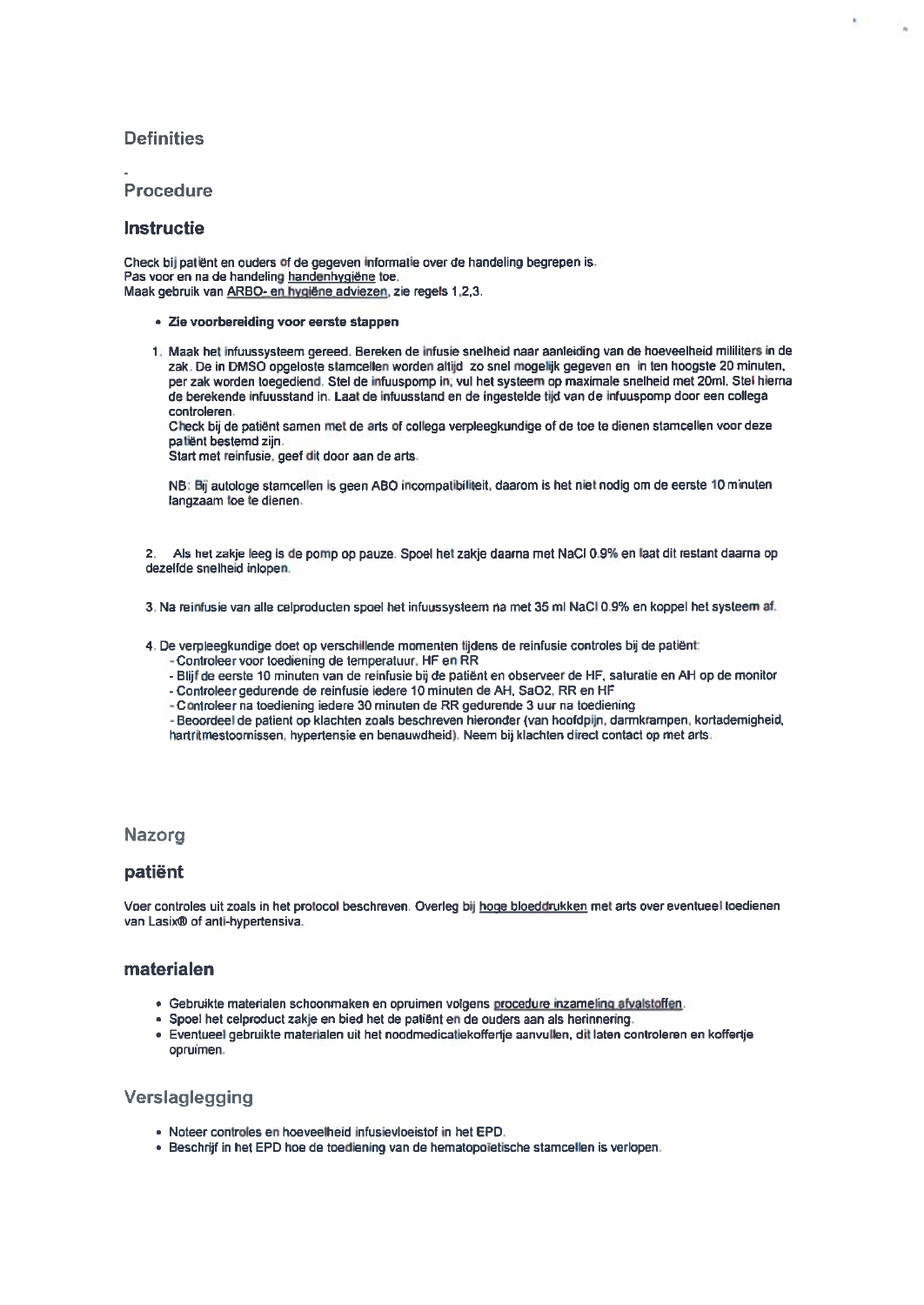## Definities

-

## Procedure

### Instructie

Check bij patiënt en ouders of de gegeven informatie over de handeling begrepen is.
Pas voor en na de handeling handenhygiëne toe.
Maak gebruik van ARBO- en hygiëne adviezen, zie regels 1,2,3.

- **Zie voorbereiding voor eerste stappen**

1. Maak het infuussysteem gereed. Bereken de infusie snelheid naar aanleiding van de hoeveelheid milliliters in de zak. De in DMSO opgeloste stamcellen worden altijd zo snel mogelijk gegeven en in ten hoogste 20 minuten, per zak worden toegediend. Stel de infuuspomp in, vul het systeem op maximale snelheid met 20ml. Stel hierna de berekende infuusstand in. Laat de infuusstand en de ingestelde tijd van de infuuspomp door een collega controleren.
   Check bij de patiënt samen met de arts of collega verpleegkundige of de toe te dienen stamcellen voor deze patiënt bestemd zijn.
   Start met reinfusie, geef dit door aan de arts.

   NB: Bij autologe stamcellen is geen ABO incompatibiliteit, daarom is het niet nodig om de eerste 10 minuten langzaam toe te dienen.

2. Als het zakje leeg is de pomp op pauze. Spoel het zakje daarna met NaCl 0.9% en laat dit restant daarna op dezelfde snelheid inlopen.

3. Na reinfusie van alle celproducten spoel het infuussysteem na met 35 ml NaCl 0.9% en koppel het systeem af.

4. De verpleegkundige doet op verschillende momenten tijdens de reinfusie controles bij de patiënt:
   - Controleer voor toediening de temperatuur, HF en RR
   - Blijf de eerste 10 minuten van de reinfusie bij de patiënt en observeer de HF, saturatie en AH op de monitor
   - Controleer gedurende de reinfusie iedere 10 minuten de AH, SaO2, RR en HF
   - Controleer na toediening iedere 30 minuten de RR gedurende 3 uur na toediening
   - Beoordeel de patient op klachten zoals beschreven hieronder (van hoofdpijn, darmkrampen, kortademigheid, hartritmestoornissen, hypertensie en benauwdheid). Neem bij klachten direct contact op met arts.

## Nazorg

### patiënt

Voer controles uit zoals in het protocol beschreven. Overleg bij hoge bloeddrukken met arts over eventueel toedienen van Lasix® of anti-hypertensiva.

### materialen

- Gebruikte materialen schoonmaken en opruimen volgens procedure inzameling afvalstoffen.
- Spoel het celproduct zakje en bied het de patiënt en de ouders aan als herinnering.
- Eventueel gebruikte materialen uit het noodmedicatiekoffertje aanvullen, dit laten controleren en koffertje opruimen.

## Verslaglegging

- Noteer controles en hoeveelheid infusievloeistof in het EPD.
- Beschrijf in het EPD hoe de toediening van de hematopoïetische stamcellen is verlopen.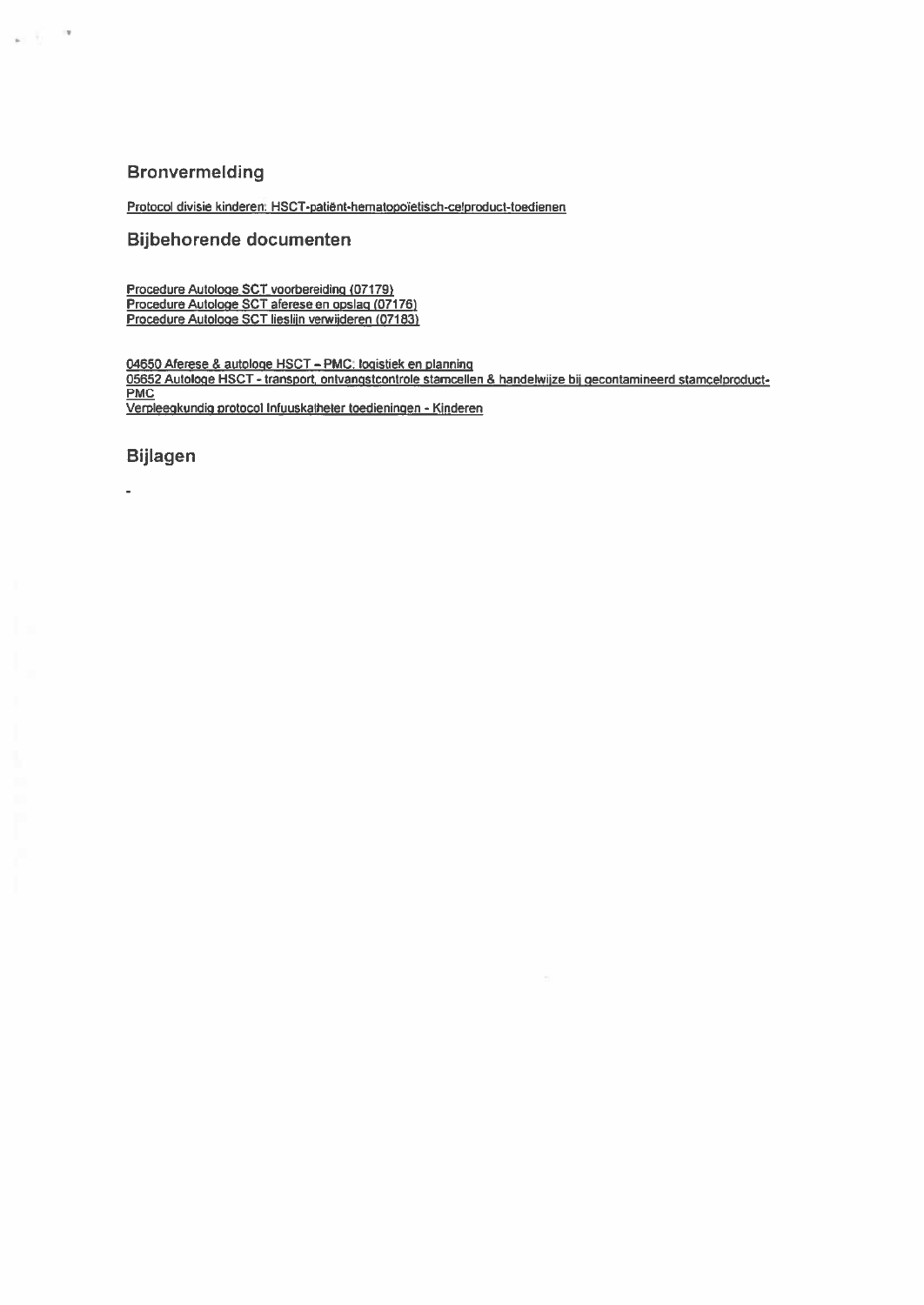## Bronvermelding

Protocol divisie kinderen: HSCT-patiënt-hematopoïetisch-celproduct-toedienen

## Bijbehorende documenten

Procedure Autologe SCT voorbereiding (07179)
Procedure Autologe SCT aferese en opslag (07176)
Procedure Autologe SCT lieslijn verwijderen (07183)

04650 Aferese & autologe HSCT – PMC: logistiek en planning
05652 Autologe HSCT - transport, ontvangstcontrole stamcellen & handelwijze bij gecontamineerd stamcelproduct-PMC
Verpleegkundig protocol Infuuskatheter toedieningen - Kinderen

## Bijlagen

-